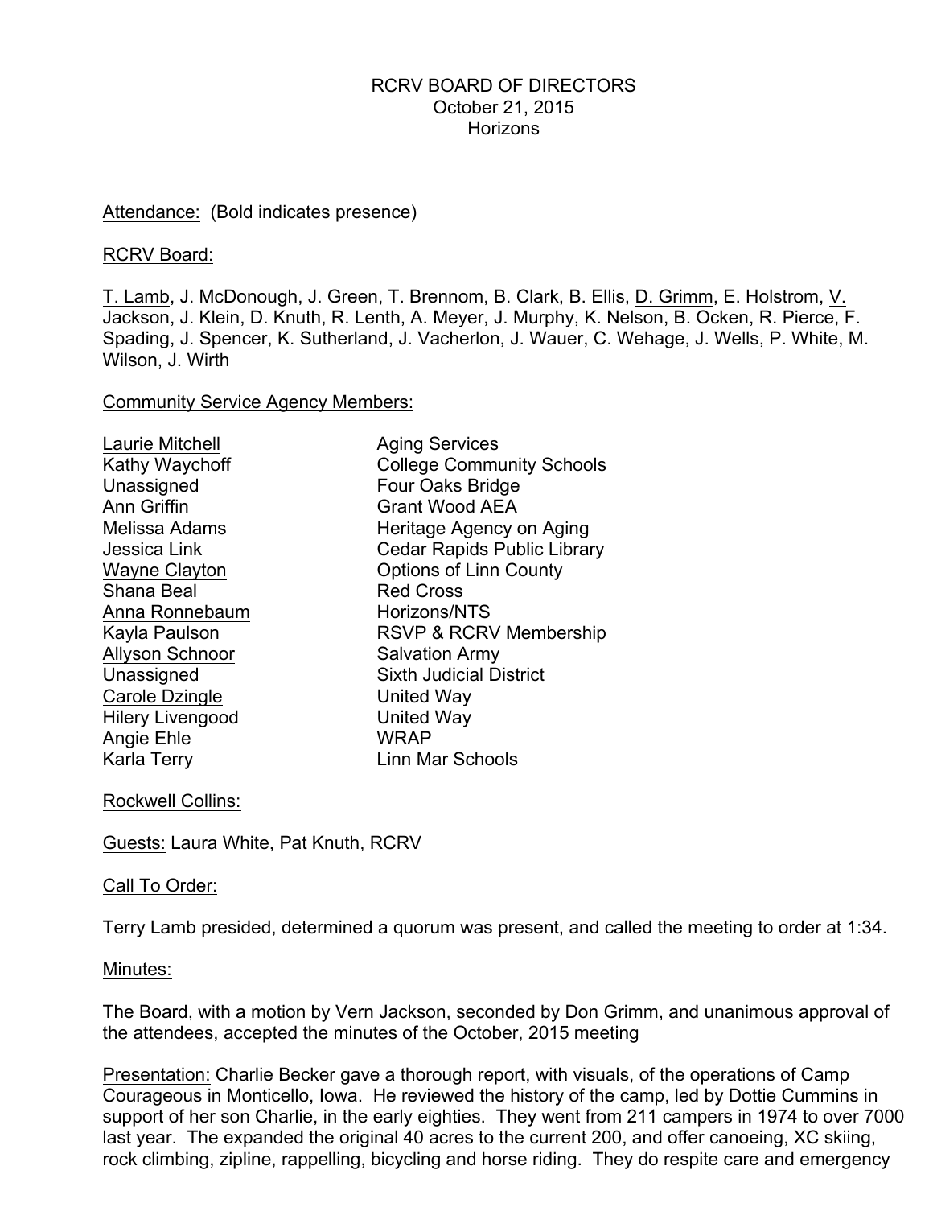RCRV BOARD OF DIRECTORS
October 21, 2015
Horizons

Attendance: (Bold indicates presence)

RCRV Board:

T. Lamb, J. McDonough, J. Green, T. Brennom, B. Clark, B. Ellis, D. Grimm, E. Holstrom, V. Jackson, J. Klein, D. Knuth, R. Lenth, A. Meyer, J. Murphy, K. Nelson, B. Ocken, R. Pierce, F. Spading, J. Spencer, K. Sutherland, J. Vacherlon, J. Wauer, C. Wehage, J. Wells, P. White, M. Wilson, J. Wirth

Community Service Agency Members:

| | |
|---|---|
| Laurie Mitchell | Aging Services |
| Kathy Waychoff | College Community Schools |
| Unassigned | Four Oaks Bridge |
| Ann Griffin | Grant Wood AEA |
| Melissa Adams | Heritage Agency on Aging |
| Jessica Link | Cedar Rapids Public Library |
| Wayne Clayton | Options of Linn County |
| Shana Beal | Red Cross |
| Anna Ronnebaum | Horizons/NTS |
| Kayla Paulson | RSVP & RCRV Membership |
| Allyson Schnoor | Salvation Army |
| Unassigned | Sixth Judicial District |
| Carole Dzingle | United Way |
| Hilery Livengood | United Way |
| Angie Ehle | WRAP |
| Karla Terry | Linn Mar Schools |

Rockwell Collins:

Guests: Laura White, Pat Knuth, RCRV

Call To Order:

Terry Lamb presided, determined a quorum was present, and called the meeting to order at 1:34.

Minutes:

The Board, with a motion by Vern Jackson, seconded by Don Grimm, and unanimous approval of the attendees, accepted the minutes of the October, 2015 meeting

Presentation: Charlie Becker gave a thorough report, with visuals, of the operations of Camp Courageous in Monticello, Iowa. He reviewed the history of the camp, led by Dottie Cummins in support of her son Charlie, in the early eighties. They went from 211 campers in 1974 to over 7000 last year. The expanded the original 40 acres to the current 200, and offer canoeing, XC skiing, rock climbing, zipline, rappelling, bicycling and horse riding. They do respite care and emergency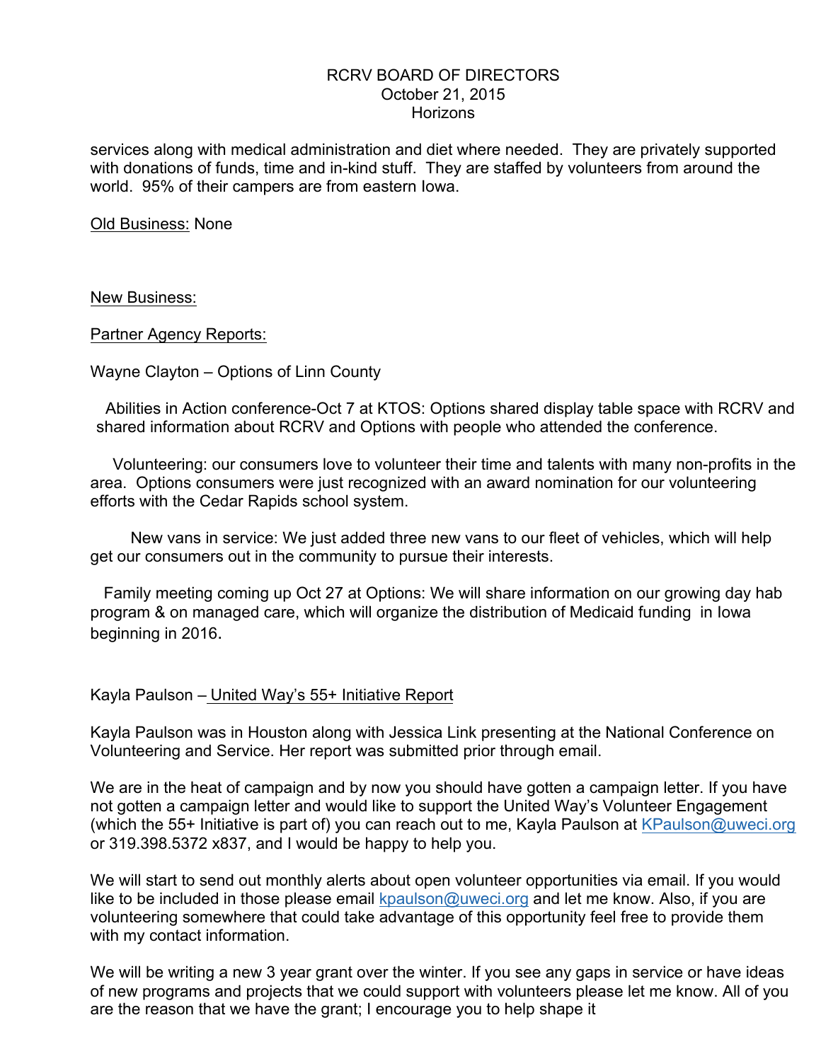services along with medical administration and diet where needed. They are privately supported with donations of funds, time and in-kind stuff. They are staffed by volunteers from around the world. 95% of their campers are from eastern Iowa.

Old Business: None

New Business:

Partner Agency Reports:

Wayne Clayton – Options of Linn County

Abilities in Action conference-Oct 7 at KTOS: Options shared display table space with RCRV and shared information about RCRV and Options with people who attended the conference.

Volunteering: our consumers love to volunteer their time and talents with many non-profits in the area. Options consumers were just recognized with an award nomination for our volunteering efforts with the Cedar Rapids school system.

New vans in service: We just added three new vans to our fleet of vehicles, which will help get our consumers out in the community to pursue their interests.

Family meeting coming up Oct 27 at Options: We will share information on our growing day hab program & on managed care, which will organize the distribution of Medicaid funding in Iowa beginning in 2016.

Kayla Paulson – United Way's 55+ Initiative Report

Kayla Paulson was in Houston along with Jessica Link presenting at the National Conference on Volunteering and Service. Her report was submitted prior through email.

We are in the heat of campaign and by now you should have gotten a campaign letter. If you have not gotten a campaign letter and would like to support the United Way's Volunteer Engagement (which the 55+ Initiative is part of) you can reach out to me, Kayla Paulson at KPaulson@uweci.org or 319.398.5372 x837, and I would be happy to help you.

We will start to send out monthly alerts about open volunteer opportunities via email. If you would like to be included in those please email kpaulson@uweci.org and let me know. Also, if you are volunteering somewhere that could take advantage of this opportunity feel free to provide them with my contact information.

We will be writing a new 3 year grant over the winter. If you see any gaps in service or have ideas of new programs and projects that we could support with volunteers please let me know. All of you are the reason that we have the grant; I encourage you to help shape it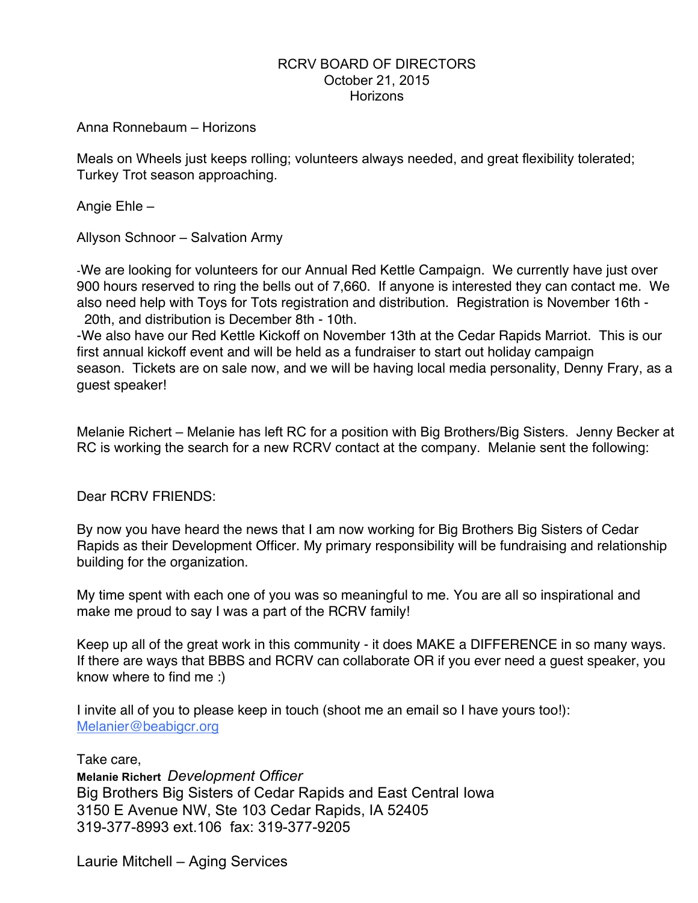RCRV BOARD OF DIRECTORS
October 21, 2015
Horizons

Anna Ronnebaum – Horizons

Meals on Wheels just keeps rolling; volunteers always needed, and great flexibility tolerated; Turkey Trot season approaching.

Angie Ehle –

Allyson Schnoor – Salvation Army

-We are looking for volunteers for our Annual Red Kettle Campaign. We currently have just over 900 hours reserved to ring the bells out of 7,660. If anyone is interested they can contact me. We also need help with Toys for Tots registration and distribution. Registration is November 16th - 20th, and distribution is December 8th - 10th.
-We also have our Red Kettle Kickoff on November 13th at the Cedar Rapids Marriot. This is our first annual kickoff event and will be held as a fundraiser to start out holiday campaign season. Tickets are on sale now, and we will be having local media personality, Denny Frary, as a guest speaker!

Melanie Richert – Melanie has left RC for a position with Big Brothers/Big Sisters. Jenny Becker at RC is working the search for a new RCRV contact at the company. Melanie sent the following:

Dear RCRV FRIENDS:

By now you have heard the news that I am now working for Big Brothers Big Sisters of Cedar Rapids as their Development Officer. My primary responsibility will be fundraising and relationship building for the organization.

My time spent with each one of you was so meaningful to me. You are all so inspirational and make me proud to say I was a part of the RCRV family!

Keep up all of the great work in this community - it does MAKE a DIFFERENCE in so many ways. If there are ways that BBBS and RCRV can collaborate OR if you ever need a guest speaker, you know where to find me :)

I invite all of you to please keep in touch (shoot me an email so I have yours too!): Melanier@beabigcr.org

Take care,
**Melanie Richert** *Development Officer*
Big Brothers Big Sisters of Cedar Rapids and East Central Iowa
3150 E Avenue NW, Ste 103 Cedar Rapids, IA 52405
319-377-8993 ext.106 fax: 319-377-9205

Laurie Mitchell – Aging Services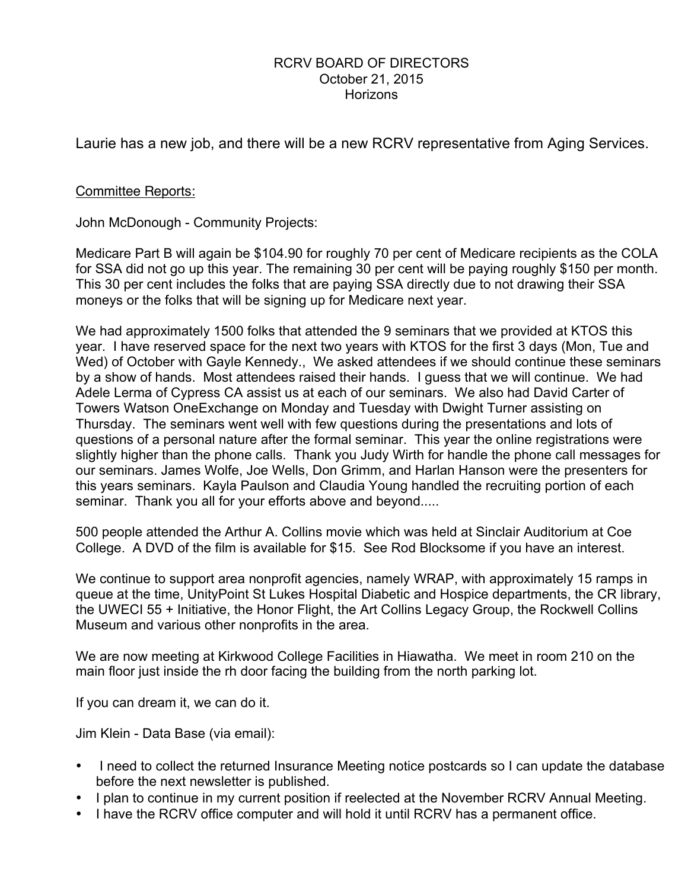RCRV BOARD OF DIRECTORS
October 21, 2015
Horizons

Laurie has a new job, and there will be a new RCRV representative from Aging Services.

Committee Reports:

John McDonough - Community Projects:

Medicare Part B will again be $104.90 for roughly 70 per cent of Medicare recipients as the COLA for SSA did not go up this year. The remaining 30 per cent will be paying roughly $150 per month. This 30 per cent includes the folks that are paying SSA directly due to not drawing their SSA moneys or the folks that will be signing up for Medicare next year.

We had approximately 1500 folks that attended the 9 seminars that we provided at KTOS this year. I have reserved space for the next two years with KTOS for the first 3 days (Mon, Tue and Wed) of October with Gayle Kennedy., We asked attendees if we should continue these seminars by a show of hands. Most attendees raised their hands. I guess that we will continue. We had Adele Lerma of Cypress CA assist us at each of our seminars. We also had David Carter of Towers Watson OneExchange on Monday and Tuesday with Dwight Turner assisting on Thursday. The seminars went well with few questions during the presentations and lots of questions of a personal nature after the formal seminar. This year the online registrations were slightly higher than the phone calls. Thank you Judy Wirth for handle the phone call messages for our seminars. James Wolfe, Joe Wells, Don Grimm, and Harlan Hanson were the presenters for this years seminars. Kayla Paulson and Claudia Young handled the recruiting portion of each seminar. Thank you all for your efforts above and beyond.....

500 people attended the Arthur A. Collins movie which was held at Sinclair Auditorium at Coe College. A DVD of the film is available for $15. See Rod Blocksome if you have an interest.

We continue to support area nonprofit agencies, namely WRAP, with approximately 15 ramps in queue at the time, UnityPoint St Lukes Hospital Diabetic and Hospice departments, the CR library, the UWECI 55 + Initiative, the Honor Flight, the Art Collins Legacy Group, the Rockwell Collins Museum and various other nonprofits in the area.

We are now meeting at Kirkwood College Facilities in Hiawatha. We meet in room 210 on the main floor just inside the rh door facing the building from the north parking lot.

If you can dream it, we can do it.

Jim Klein - Data Base (via email):

- I need to collect the returned Insurance Meeting notice postcards so I can update the database before the next newsletter is published.
- I plan to continue in my current position if reelected at the November RCRV Annual Meeting.
- I have the RCRV office computer and will hold it until RCRV has a permanent office.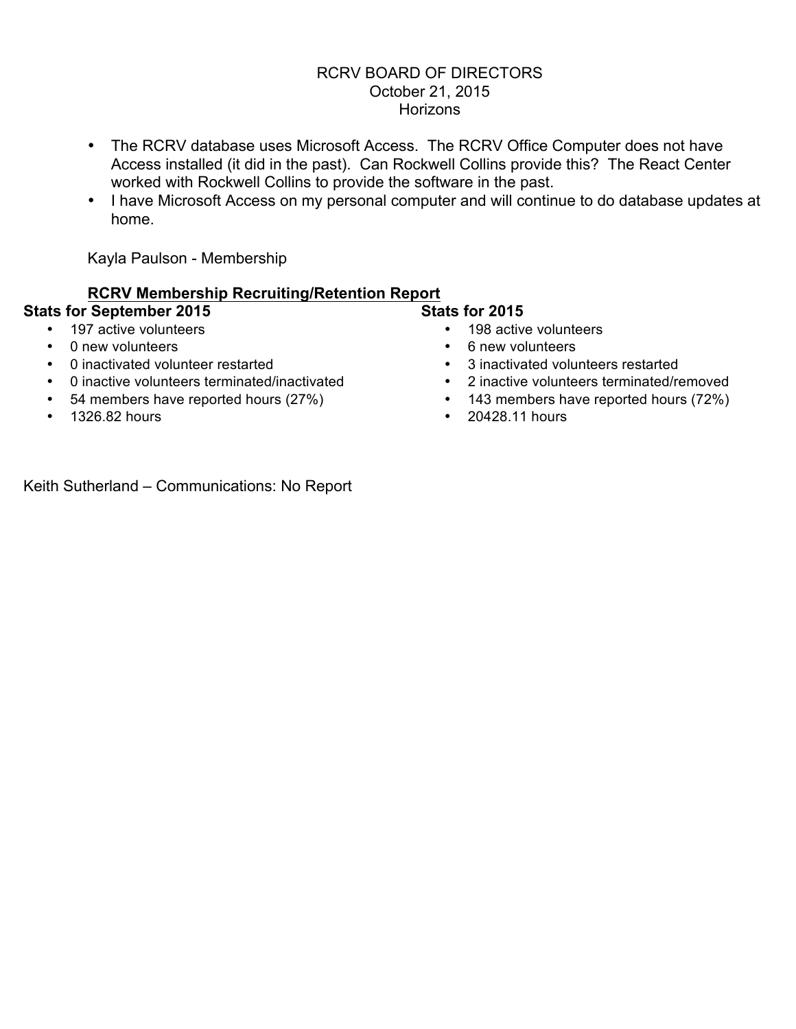RCRV BOARD OF DIRECTORS
October 21, 2015
Horizons

- The RCRV database uses Microsoft Access. The RCRV Office Computer does not have Access installed (it did in the past). Can Rockwell Collins provide this? The React Center worked with Rockwell Collins to provide the software in the past.
- I have Microsoft Access on my personal computer and will continue to do database updates at home.

Kayla Paulson - Membership

**RCRV Membership Recruiting/Retention Report**

**Stats for September 2015**

- 197 active volunteers
- 0 new volunteers
- 0 inactivated volunteer restarted
- 0 inactive volunteers terminated/inactivated
- 54 members have reported hours (27%)
- 1326.82 hours

**Stats for 2015**

- 198 active volunteers
- 6 new volunteers
- 3 inactivated volunteers restarted
- 2 inactive volunteers terminated/removed
- 143 members have reported hours (72%)
- 20428.11 hours

Keith Sutherland – Communications: No Report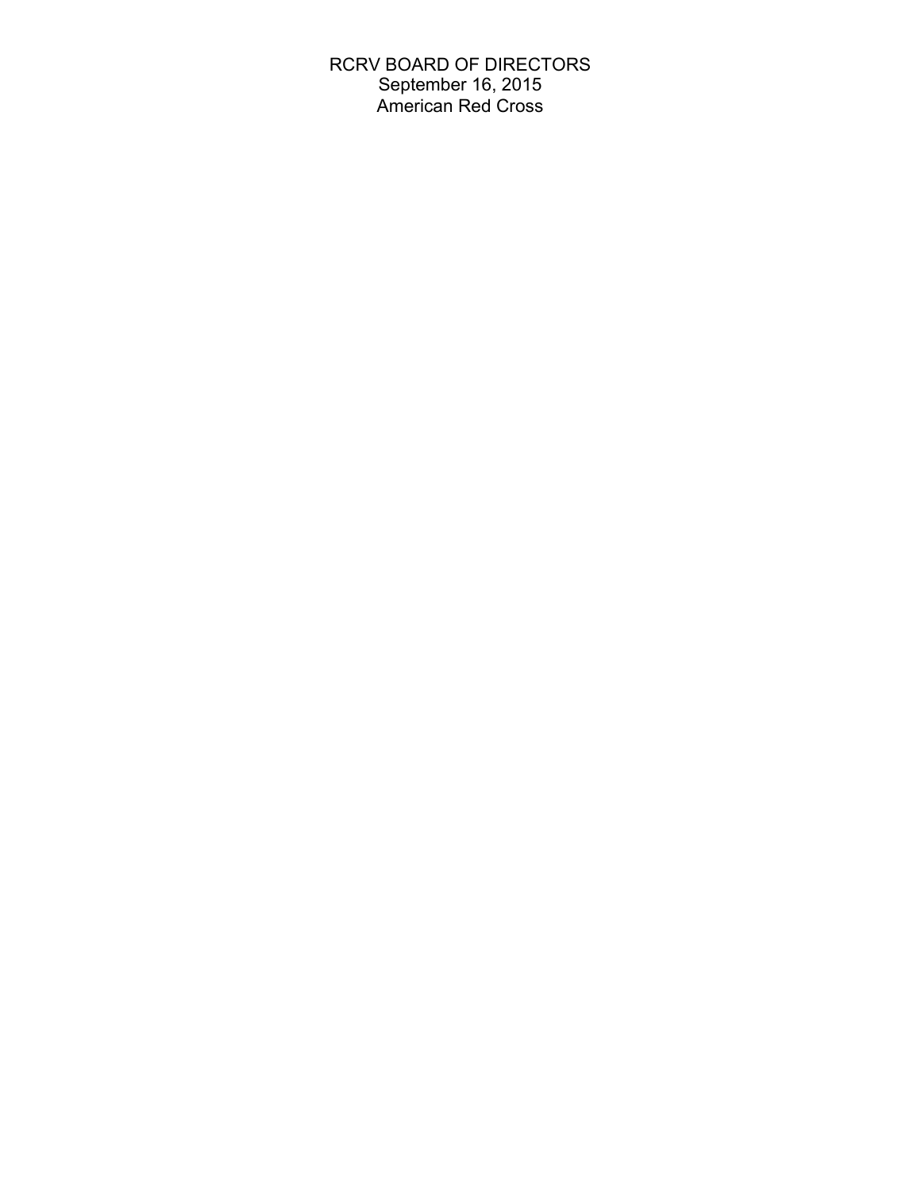RCRV BOARD OF DIRECTORS
September 16, 2015
American Red Cross